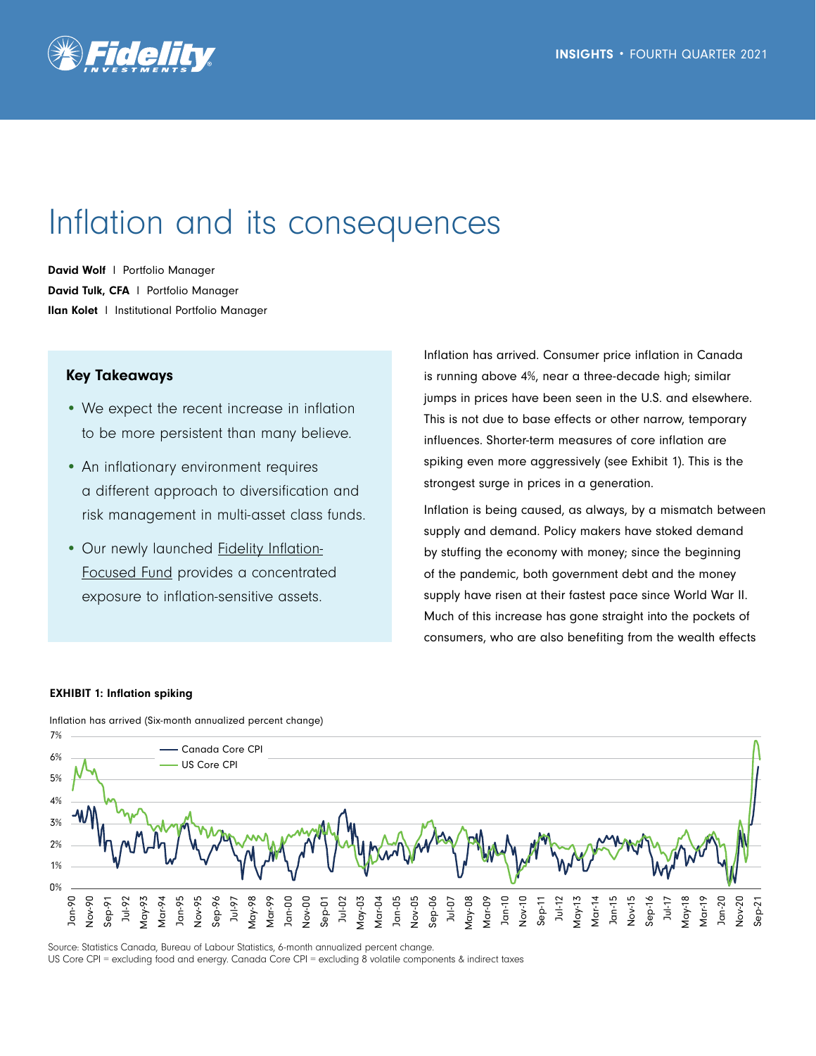# Inflation and its consequences

**David Wolf** I Portfolio Manager
**David Tulk, CFA** I Portfolio Manager
**Ilan Kolet** I Institutional Portfolio Manager

### Key Takeaways

- We expect the recent increase in inflation to be more persistent than many believe.
- An inflationary environment requires a different approach to diversification and risk management in multi-asset class funds.
- Our newly launched Fidelity Inflation-Focused Fund provides a concentrated exposure to inflation-sensitive assets.

Inflation has arrived. Consumer price inflation in Canada is running above 4%, near a three-decade high; similar jumps in prices have been seen in the U.S. and elsewhere. This is not due to base effects or other narrow, temporary influences. Shorter-term measures of core inflation are spiking even more aggressively (see Exhibit 1). This is the strongest surge in prices in a generation.

Inflation is being caused, as always, by a mismatch between supply and demand. Policy makers have stoked demand by stuffing the economy with money; since the beginning of the pandemic, both government debt and the money supply have risen at their fastest pace since World War II. Much of this increase has gone straight into the pockets of consumers, who are also benefiting from the wealth effects

**EXHIBIT 1: Inflation spiking**

Inflation has arrived (Six-month annualized percent change)

Legend: Canada Core CPI; US Core CPI

Source: Statistics Canada, Bureau of Labour Statistics, 6-month annualized percent change.
US Core CPI = excluding food and energy. Canada Core CPI = excluding 8 volatile components & indirect taxes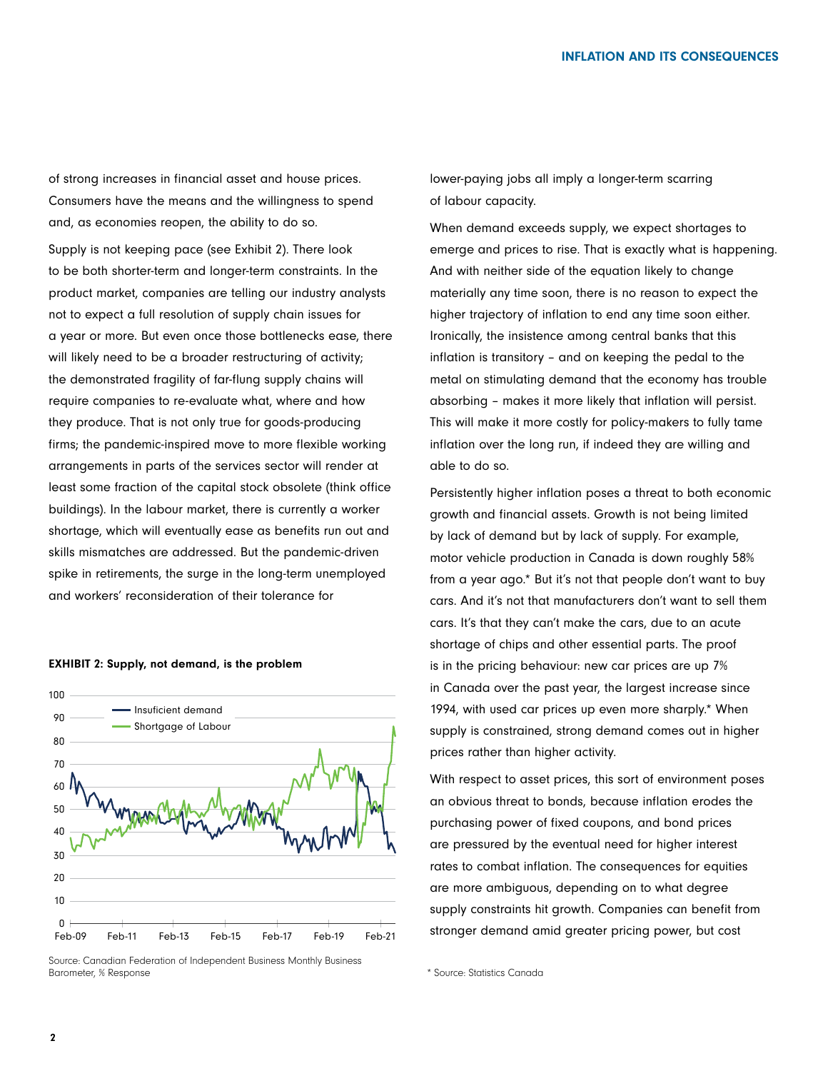of strong increases in financial asset and house prices. Consumers have the means and the willingness to spend and, as economies reopen, the ability to do so.

Supply is not keeping pace (see Exhibit 2). There look to be both shorter-term and longer-term constraints. In the product market, companies are telling our industry analysts not to expect a full resolution of supply chain issues for a year or more. But even once those bottlenecks ease, there will likely need to be a broader restructuring of activity; the demonstrated fragility of far-flung supply chains will require companies to re-evaluate what, where and how they produce. That is not only true for goods-producing firms; the pandemic-inspired move to more flexible working arrangements in parts of the services sector will render at least some fraction of the capital stock obsolete (think office buildings). In the labour market, there is currently a worker shortage, which will eventually ease as benefits run out and skills mismatches are addressed. But the pandemic-driven spike in retirements, the surge in the long-term unemployed and workers' reconsideration of their tolerance for lower-paying jobs all imply a longer-term scarring of labour capacity.

**EXHIBIT 2: Supply, not demand, is the problem**

Source: Canadian Federation of Independent Business Monthly Business Barometer, % Response

When demand exceeds supply, we expect shortages to emerge and prices to rise. That is exactly what is happening. And with neither side of the equation likely to change materially any time soon, there is no reason to expect the higher trajectory of inflation to end any time soon either. Ironically, the insistence among central banks that this inflation is transitory – and on keeping the pedal to the metal on stimulating demand that the economy has trouble absorbing – makes it more likely that inflation will persist. This will make it more costly for policy-makers to fully tame inflation over the long run, if indeed they are willing and able to do so.

Persistently higher inflation poses a threat to both economic growth and financial assets. Growth is not being limited by lack of demand but by lack of supply. For example, motor vehicle production in Canada is down roughly 58% from a year ago.* But it's not that people don't want to buy cars. And it's not that manufacturers don't want to sell them cars. It's that they can't make the cars, due to an acute shortage of chips and other essential parts. The proof is in the pricing behaviour: new car prices are up 7% in Canada over the past year, the largest increase since 1994, with used car prices up even more sharply.* When supply is constrained, strong demand comes out in higher prices rather than higher activity.

With respect to asset prices, this sort of environment poses an obvious threat to bonds, because inflation erodes the purchasing power of fixed coupons, and bond prices are pressured by the eventual need for higher interest rates to combat inflation. The consequences for equities are more ambiguous, depending on to what degree supply constraints hit growth. Companies can benefit from stronger demand amid greater pricing power, but cost

\* Source: Statistics Canada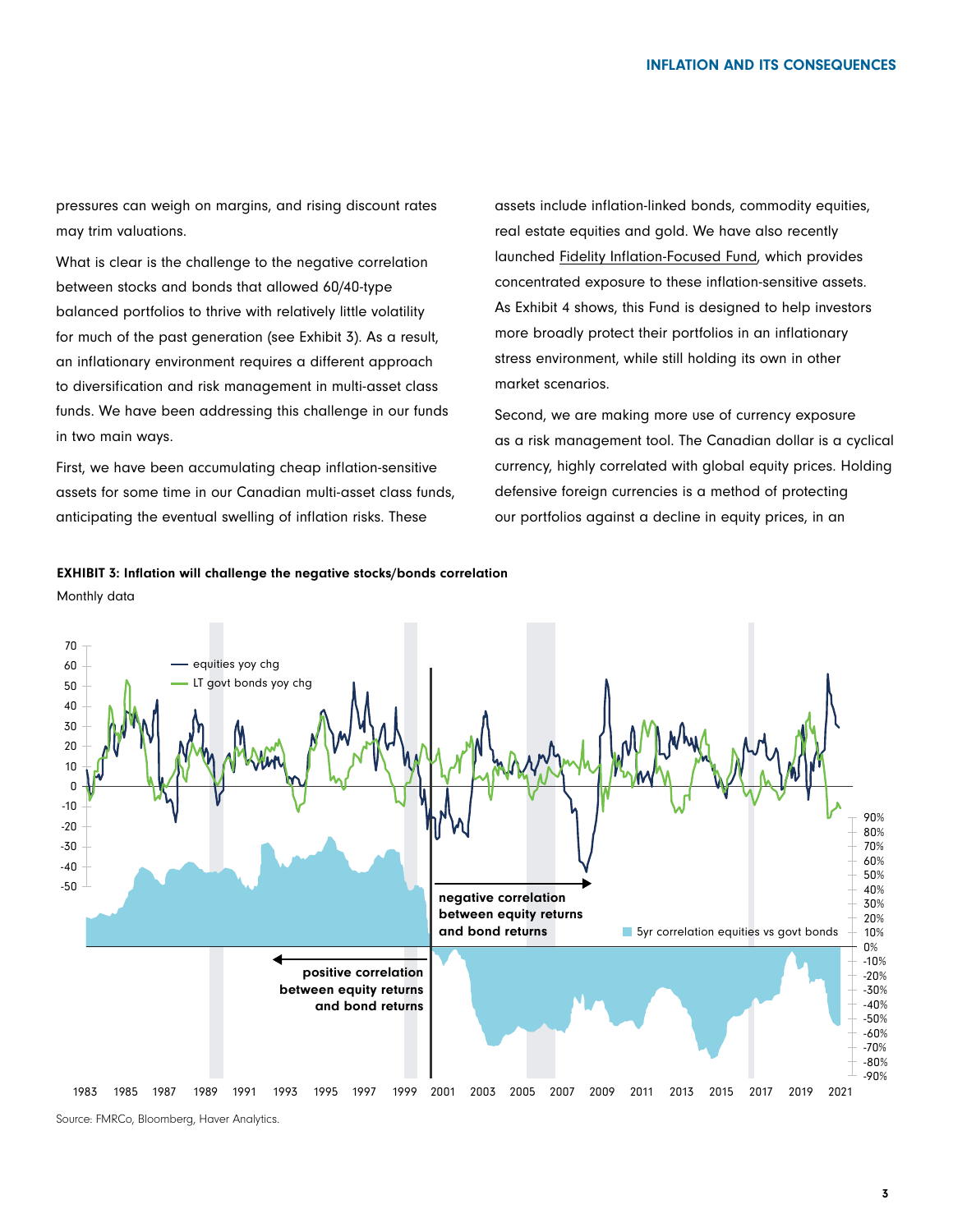pressures can weigh on margins, and rising discount rates may trim valuations.

What is clear is the challenge to the negative correlation between stocks and bonds that allowed 60/40-type balanced portfolios to thrive with relatively little volatility for much of the past generation (see Exhibit 3). As a result, an inflationary environment requires a different approach to diversification and risk management in multi-asset class funds. We have been addressing this challenge in our funds in two main ways.

First, we have been accumulating cheap inflation-sensitive assets for some time in our Canadian multi-asset class funds, anticipating the eventual swelling of inflation risks. These assets include inflation-linked bonds, commodity equities, real estate equities and gold. We have also recently launched Fidelity Inflation-Focused Fund, which provides concentrated exposure to these inflation-sensitive assets. As Exhibit 4 shows, this Fund is designed to help investors more broadly protect their portfolios in an inflationary stress environment, while still holding its own in other market scenarios.

Second, we are making more use of currency exposure as a risk management tool. The Canadian dollar is a cyclical currency, highly correlated with global equity prices. Holding defensive foreign currencies is a method of protecting our portfolios against a decline in equity prices, in an

**EXHIBIT 3: Inflation will challenge the negative stocks/bonds correlation**

Monthly data

Source: FMRCo, Bloomberg, Haver Analytics.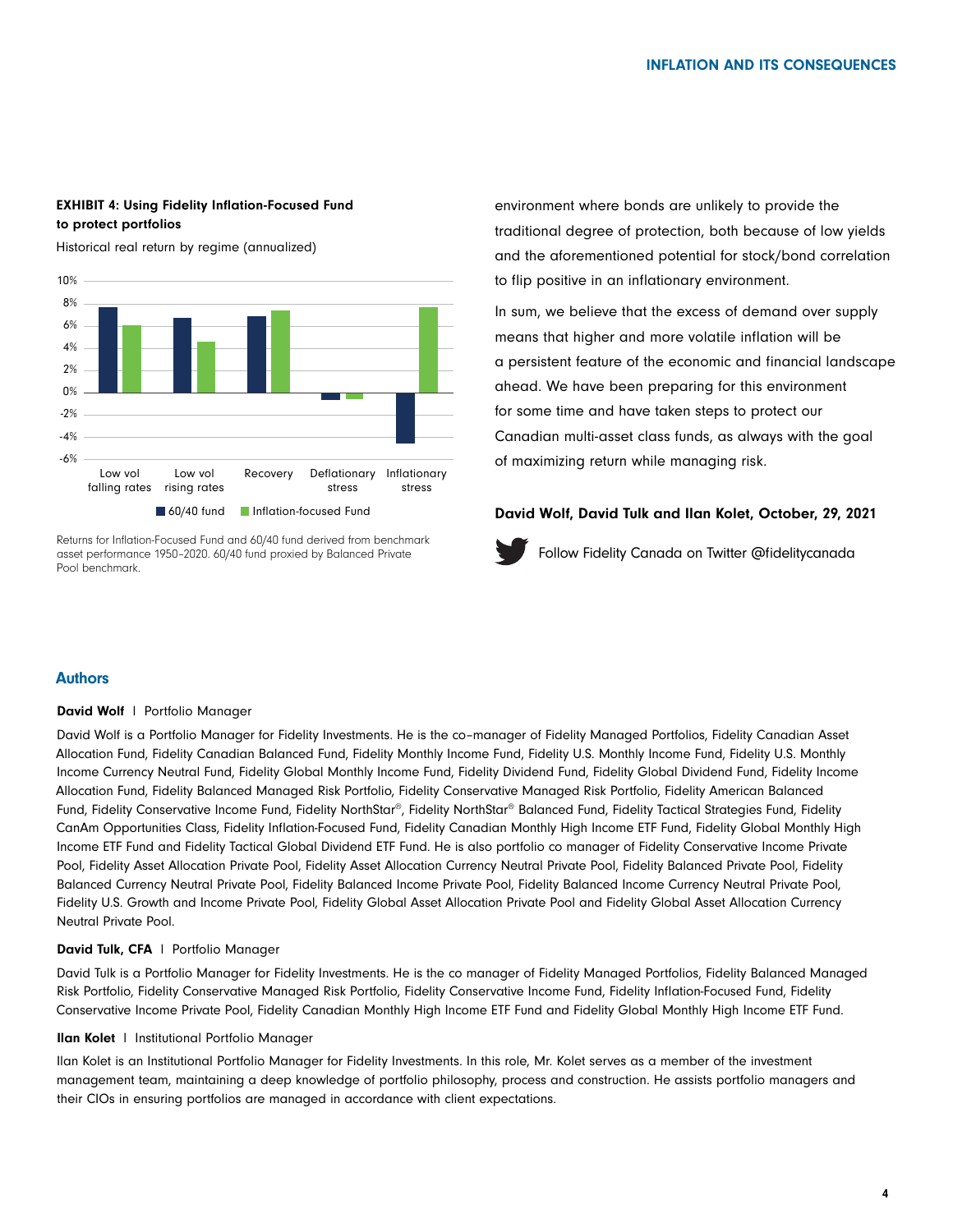**EXHIBIT 4: Using Fidelity Inflation-Focused Fund to protect portfolios**

Historical real return by regime (annualized)

| Regime | 60/40 fund | Inflation-focused Fund |
|---|---|---|
| Low vol falling rates | | |
| Low vol rising rates | | |
| Recovery | | |
| Deflationary stress | | |
| Inflationary stress | | |

Returns for Inflation-Focused Fund and 60/40 fund derived from benchmark asset performance 1950–2020. 60/40 fund proxied by Balanced Private Pool benchmark.

environment where bonds are unlikely to provide the traditional degree of protection, both because of low yields and the aforementioned potential for stock/bond correlation to flip positive in an inflationary environment.

In sum, we believe that the excess of demand over supply means that higher and more volatile inflation will be a persistent feature of the economic and financial landscape ahead. We have been preparing for this environment for some time and have taken steps to protect our Canadian multi-asset class funds, as always with the goal of maximizing return while managing risk.

**David Wolf, David Tulk and Ilan Kolet, October, 29, 2021**

Follow Fidelity Canada on Twitter @fidelitycanada

## Authors

**David Wolf** | Portfolio Manager

David Wolf is a Portfolio Manager for Fidelity Investments. He is the co–manager of Fidelity Managed Portfolios, Fidelity Canadian Asset Allocation Fund, Fidelity Canadian Balanced Fund, Fidelity Monthly Income Fund, Fidelity U.S. Monthly Income Fund, Fidelity U.S. Monthly Income Currency Neutral Fund, Fidelity Global Monthly Income Fund, Fidelity Dividend Fund, Fidelity Global Dividend Fund, Fidelity Income Allocation Fund, Fidelity Balanced Managed Risk Portfolio, Fidelity Conservative Managed Risk Portfolio, Fidelity American Balanced Fund, Fidelity Conservative Income Fund, Fidelity NorthStar®, Fidelity NorthStar® Balanced Fund, Fidelity Tactical Strategies Fund, Fidelity CanAm Opportunities Class, Fidelity Inflation-Focused Fund, Fidelity Canadian Monthly High Income ETF Fund, Fidelity Global Monthly High Income ETF Fund and Fidelity Tactical Global Dividend ETF Fund. He is also portfolio co manager of Fidelity Conservative Income Private Pool, Fidelity Asset Allocation Private Pool, Fidelity Asset Allocation Currency Neutral Private Pool, Fidelity Balanced Private Pool, Fidelity Balanced Currency Neutral Private Pool, Fidelity Balanced Income Private Pool, Fidelity Balanced Income Currency Neutral Private Pool, Fidelity U.S. Growth and Income Private Pool, Fidelity Global Asset Allocation Private Pool and Fidelity Global Asset Allocation Currency Neutral Private Pool.

**David Tulk, CFA** | Portfolio Manager

David Tulk is a Portfolio Manager for Fidelity Investments. He is the co manager of Fidelity Managed Portfolios, Fidelity Balanced Managed Risk Portfolio, Fidelity Conservative Managed Risk Portfolio, Fidelity Conservative Income Fund, Fidelity Inflation-Focused Fund, Fidelity Conservative Income Private Pool, Fidelity Canadian Monthly High Income ETF Fund and Fidelity Global Monthly High Income ETF Fund.

**Ilan Kolet** | Institutional Portfolio Manager

Ilan Kolet is an Institutional Portfolio Manager for Fidelity Investments. In this role, Mr. Kolet serves as a member of the investment management team, maintaining a deep knowledge of portfolio philosophy, process and construction. He assists portfolio managers and their CIOs in ensuring portfolios are managed in accordance with client expectations.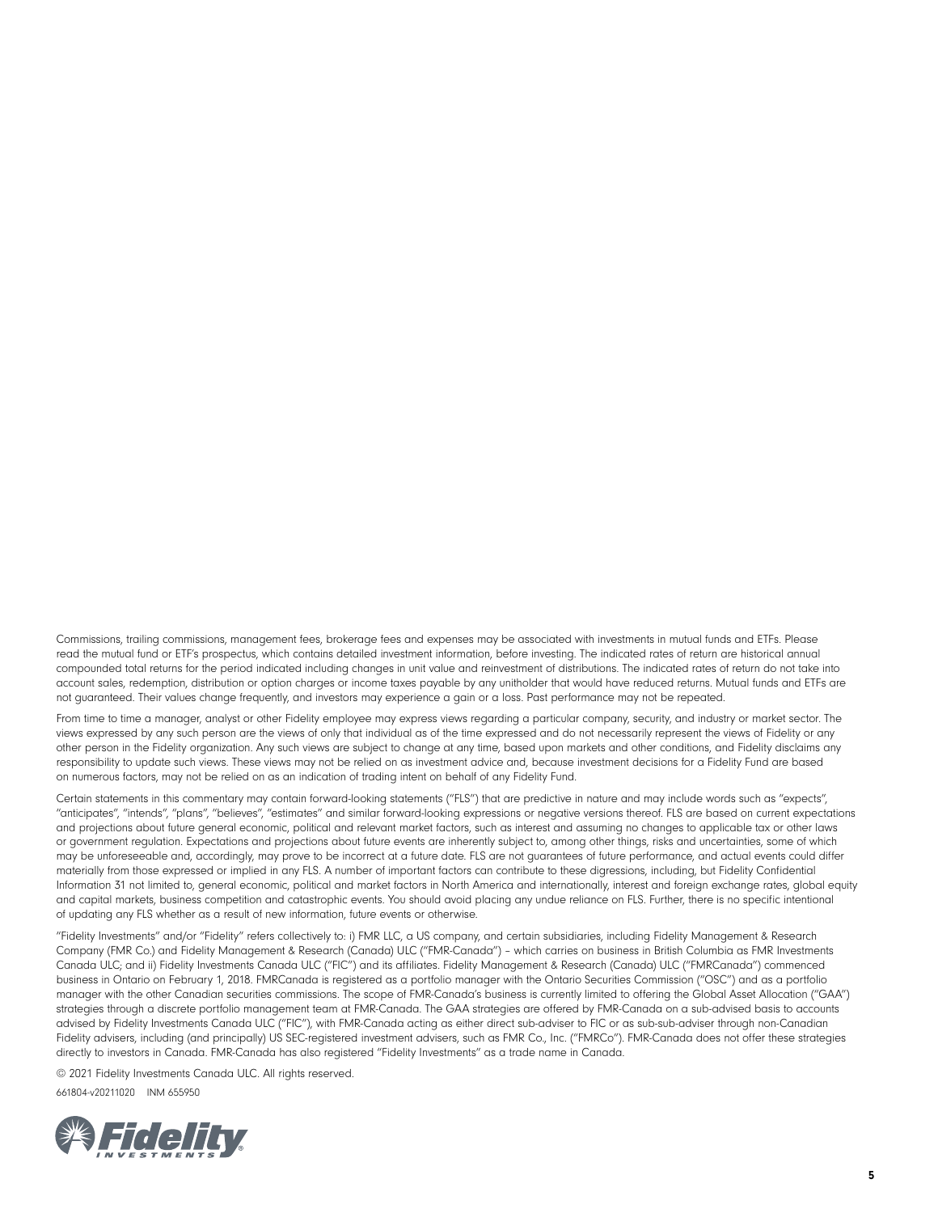Commissions, trailing commissions, management fees, brokerage fees and expenses may be associated with investments in mutual funds and ETFs. Please read the mutual fund or ETF's prospectus, which contains detailed investment information, before investing. The indicated rates of return are historical annual compounded total returns for the period indicated including changes in unit value and reinvestment of distributions. The indicated rates of return do not take into account sales, redemption, distribution or option charges or income taxes payable by any unitholder that would have reduced returns. Mutual funds and ETFs are not guaranteed. Their values change frequently, and investors may experience a gain or a loss. Past performance may not be repeated.

From time to time a manager, analyst or other Fidelity employee may express views regarding a particular company, security, and industry or market sector. The views expressed by any such person are the views of only that individual as of the time expressed and do not necessarily represent the views of Fidelity or any other person in the Fidelity organization. Any such views are subject to change at any time, based upon markets and other conditions, and Fidelity disclaims any responsibility to update such views. These views may not be relied on as investment advice and, because investment decisions for a Fidelity Fund are based on numerous factors, may not be relied on as an indication of trading intent on behalf of any Fidelity Fund.

Certain statements in this commentary may contain forward-looking statements ("FLS") that are predictive in nature and may include words such as "expects", "anticipates", "intends", "plans", "believes", "estimates" and similar forward-looking expressions or negative versions thereof. FLS are based on current expectations and projections about future general economic, political and relevant market factors, such as interest and assuming no changes to applicable tax or other laws or government regulation. Expectations and projections about future events are inherently subject to, among other things, risks and uncertainties, some of which may be unforeseeable and, accordingly, may prove to be incorrect at a future date. FLS are not guarantees of future performance, and actual events could differ materially from those expressed or implied in any FLS. A number of important factors can contribute to these digressions, including, but Fidelity Confidential Information 31 not limited to, general economic, political and market factors in North America and internationally, interest and foreign exchange rates, global equity and capital markets, business competition and catastrophic events. You should avoid placing any undue reliance on FLS. Further, there is no specific intentional of updating any FLS whether as a result of new information, future events or otherwise.

"Fidelity Investments" and/or "Fidelity" refers collectively to: i) FMR LLC, a US company, and certain subsidiaries, including Fidelity Management & Research Company (FMR Co.) and Fidelity Management & Research (Canada) ULC ("FMR-Canada") – which carries on business in British Columbia as FMR Investments Canada ULC; and ii) Fidelity Investments Canada ULC ("FIC") and its affiliates. Fidelity Management & Research (Canada) ULC ("FMRCanada") commenced business in Ontario on February 1, 2018. FMRCanada is registered as a portfolio manager with the Ontario Securities Commission ("OSC") and as a portfolio manager with the other Canadian securities commissions. The scope of FMR-Canada's business is currently limited to offering the Global Asset Allocation ("GAA") strategies through a discrete portfolio management team at FMR-Canada. The GAA strategies are offered by FMR-Canada on a sub-advised basis to accounts advised by Fidelity Investments Canada ULC ("FIC"), with FMR-Canada acting as either direct sub-adviser to FIC or as sub-sub-adviser through non-Canadian Fidelity advisers, including (and principally) US SEC-registered investment advisers, such as FMR Co., Inc. ("FMRCo"). FMR-Canada does not offer these strategies directly to investors in Canada. FMR-Canada has also registered "Fidelity Investments" as a trade name in Canada.

© 2021 Fidelity Investments Canada ULC. All rights reserved.

661804-v20211020 INM 655950